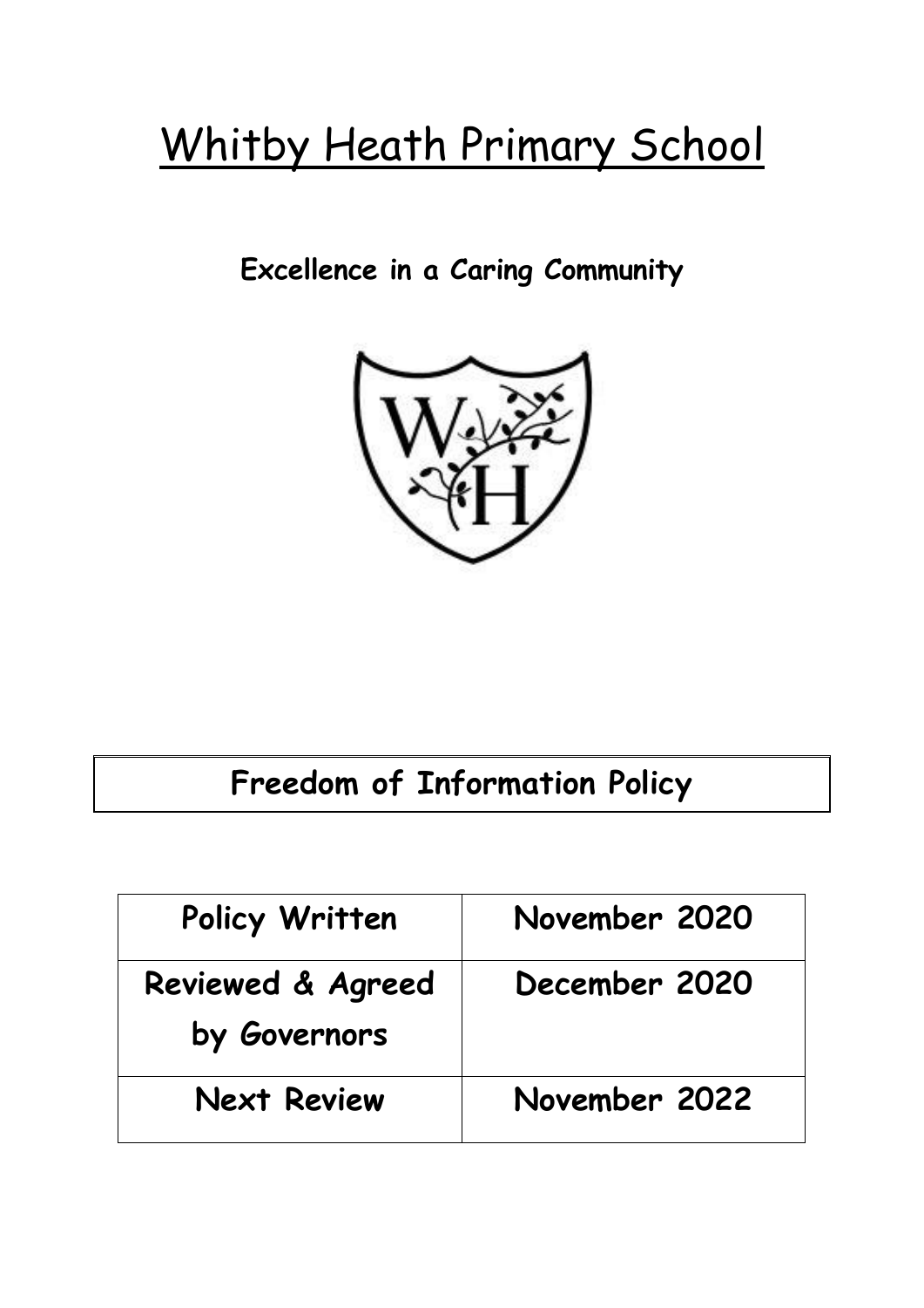# Whitby Heath Primary School

**Excellence in a Caring Community**

## Freedom of Information Policy

| Policy Written | November 2020 |
|---|---|
| Reviewed & Agreed by Governors | December 2020 |
| Next Review | November 2022 |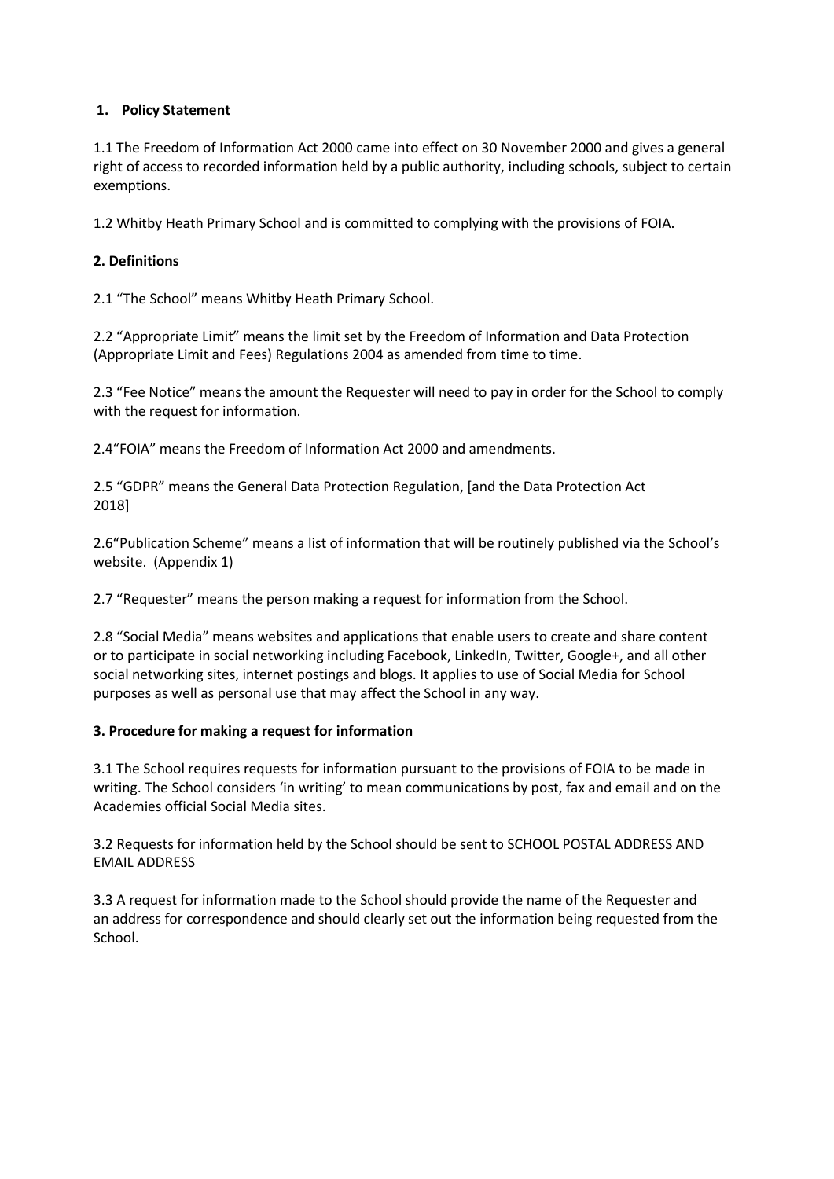## 1. Policy Statement

1.1 The Freedom of Information Act 2000 came into effect on 30 November 2000 and gives a general right of access to recorded information held by a public authority, including schools, subject to certain exemptions.

1.2 Whitby Heath Primary School and is committed to complying with the provisions of FOIA.

## 2. Definitions

2.1 "The School" means Whitby Heath Primary School.

2.2 "Appropriate Limit" means the limit set by the Freedom of Information and Data Protection (Appropriate Limit and Fees) Regulations 2004 as amended from time to time.

2.3 "Fee Notice" means the amount the Requester will need to pay in order for the School to comply with the request for information.

2.4"FOIA" means the Freedom of Information Act 2000 and amendments.

2.5 "GDPR" means the General Data Protection Regulation, [and the Data Protection Act 2018]

2.6"Publication Scheme" means a list of information that will be routinely published via the School's website. (Appendix 1)

2.7 "Requester" means the person making a request for information from the School.

2.8 "Social Media" means websites and applications that enable users to create and share content or to participate in social networking including Facebook, LinkedIn, Twitter, Google+, and all other social networking sites, internet postings and blogs. It applies to use of Social Media for School purposes as well as personal use that may affect the School in any way.

## 3. Procedure for making a request for information

3.1 The School requires requests for information pursuant to the provisions of FOIA to be made in writing. The School considers 'in writing' to mean communications by post, fax and email and on the Academies official Social Media sites.

3.2 Requests for information held by the School should be sent to SCHOOL POSTAL ADDRESS AND EMAIL ADDRESS

3.3 A request for information made to the School should provide the name of the Requester and an address for correspondence and should clearly set out the information being requested from the School.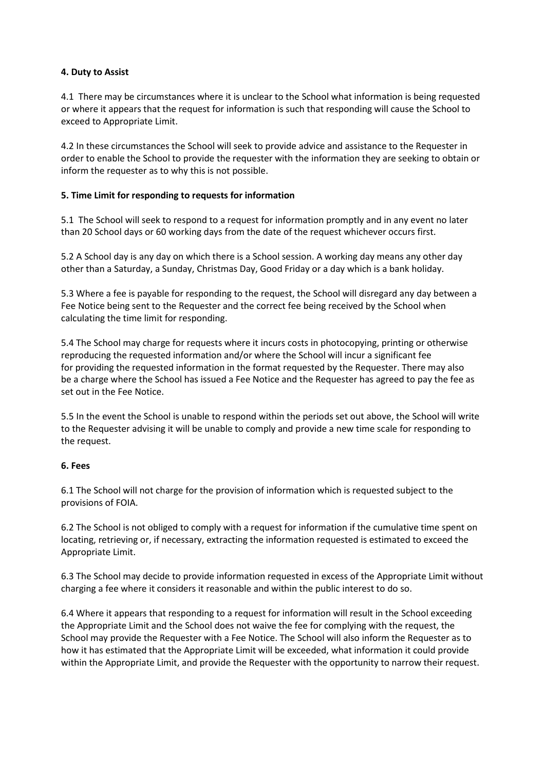**4. Duty to Assist**

4.1 There may be circumstances where it is unclear to the School what information is being requested or where it appears that the request for information is such that responding will cause the School to exceed to Appropriate Limit.

4.2 In these circumstances the School will seek to provide advice and assistance to the Requester in order to enable the School to provide the requester with the information they are seeking to obtain or inform the requester as to why this is not possible.

**5. Time Limit for responding to requests for information**

5.1 The School will seek to respond to a request for information promptly and in any event no later than 20 School days or 60 working days from the date of the request whichever occurs first.

5.2 A School day is any day on which there is a School session. A working day means any other day other than a Saturday, a Sunday, Christmas Day, Good Friday or a day which is a bank holiday.

5.3 Where a fee is payable for responding to the request, the School will disregard any day between a Fee Notice being sent to the Requester and the correct fee being received by the School when calculating the time limit for responding.

5.4 The School may charge for requests where it incurs costs in photocopying, printing or otherwise reproducing the requested information and/or where the School will incur a significant fee for providing the requested information in the format requested by the Requester. There may also be a charge where the School has issued a Fee Notice and the Requester has agreed to pay the fee as set out in the Fee Notice.

5.5 In the event the School is unable to respond within the periods set out above, the School will write to the Requester advising it will be unable to comply and provide a new time scale for responding to the request.

**6. Fees**

6.1 The School will not charge for the provision of information which is requested subject to the provisions of FOIA.

6.2 The School is not obliged to comply with a request for information if the cumulative time spent on locating, retrieving or, if necessary, extracting the information requested is estimated to exceed the Appropriate Limit.

6.3 The School may decide to provide information requested in excess of the Appropriate Limit without charging a fee where it considers it reasonable and within the public interest to do so.

6.4 Where it appears that responding to a request for information will result in the School exceeding the Appropriate Limit and the School does not waive the fee for complying with the request, the School may provide the Requester with a Fee Notice. The School will also inform the Requester as to how it has estimated that the Appropriate Limit will be exceeded, what information it could provide within the Appropriate Limit, and provide the Requester with the opportunity to narrow their request.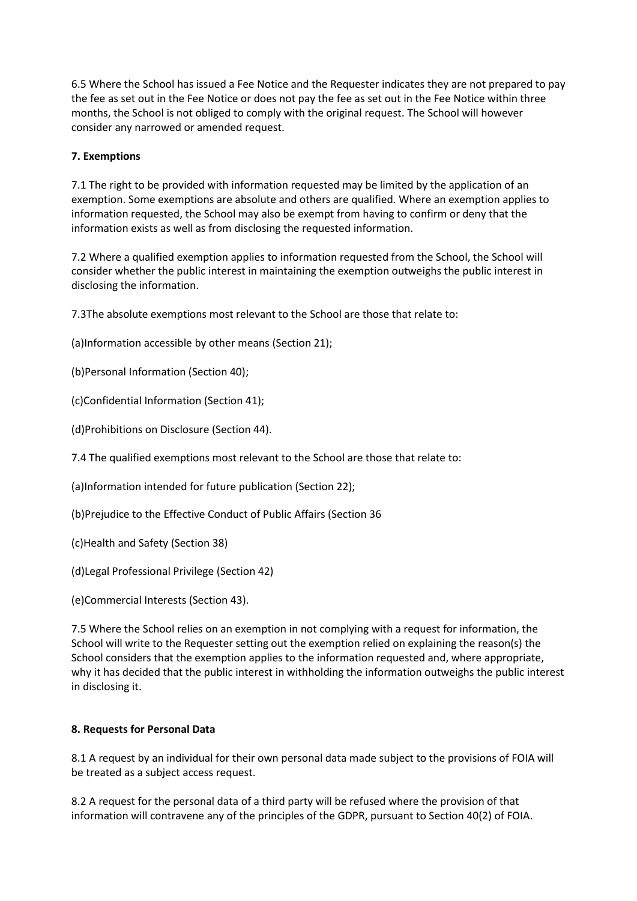6.5 Where the School has issued a Fee Notice and the Requester indicates they are not prepared to pay the fee as set out in the Fee Notice or does not pay the fee as set out in the Fee Notice within three months, the School is not obliged to comply with the original request. The School will however consider any narrowed or amended request.

**7. Exemptions**

7.1 The right to be provided with information requested may be limited by the application of an exemption. Some exemptions are absolute and others are qualified. Where an exemption applies to information requested, the School may also be exempt from having to confirm or deny that the information exists as well as from disclosing the requested information.

7.2 Where a qualified exemption applies to information requested from the School, the School will consider whether the public interest in maintaining the exemption outweighs the public interest in disclosing the information.

7.3The absolute exemptions most relevant to the School are those that relate to:

(a)Information accessible by other means (Section 21);

(b)Personal Information (Section 40);

(c)Confidential Information (Section 41);

(d)Prohibitions on Disclosure (Section 44).

7.4 The qualified exemptions most relevant to the School are those that relate to:

(a)Information intended for future publication (Section 22);

(b)Prejudice to the Effective Conduct of Public Affairs (Section 36

(c)Health and Safety (Section 38)

(d)Legal Professional Privilege (Section 42)

(e)Commercial Interests (Section 43).

7.5 Where the School relies on an exemption in not complying with a request for information, the School will write to the Requester setting out the exemption relied on explaining the reason(s) the School considers that the exemption applies to the information requested and, where appropriate, why it has decided that the public interest in withholding the information outweighs the public interest in disclosing it.

**8. Requests for Personal Data**

8.1 A request by an individual for their own personal data made subject to the provisions of FOIA will be treated as a subject access request.

8.2 A request for the personal data of a third party will be refused where the provision of that information will contravene any of the principles of the GDPR, pursuant to Section 40(2) of FOIA.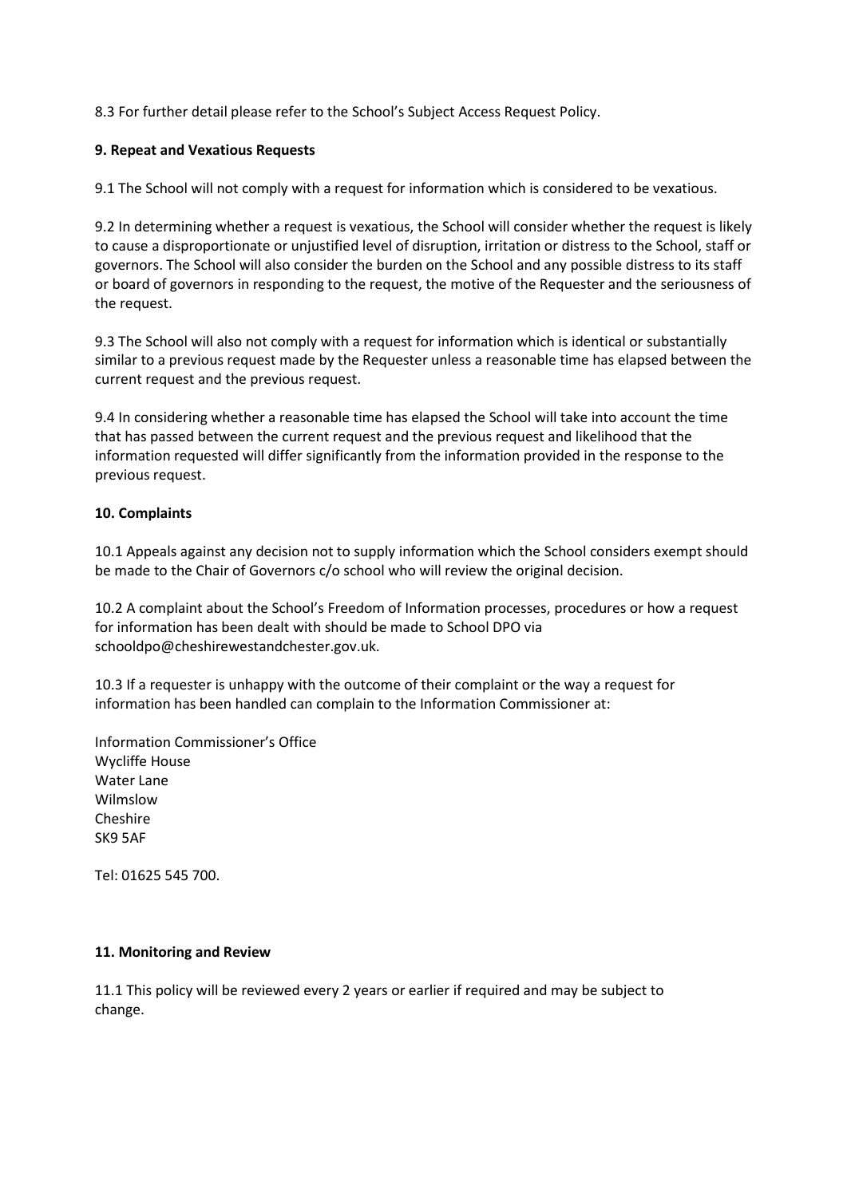8.3 For further detail please refer to the School's Subject Access Request Policy.

**9. Repeat and Vexatious Requests**

9.1 The School will not comply with a request for information which is considered to be vexatious.

9.2 In determining whether a request is vexatious, the School will consider whether the request is likely to cause a disproportionate or unjustified level of disruption, irritation or distress to the School, staff or governors. The School will also consider the burden on the School and any possible distress to its staff or board of governors in responding to the request, the motive of the Requester and the seriousness of the request.

9.3 The School will also not comply with a request for information which is identical or substantially similar to a previous request made by the Requester unless a reasonable time has elapsed between the current request and the previous request.

9.4 In considering whether a reasonable time has elapsed the School will take into account the time that has passed between the current request and the previous request and likelihood that the information requested will differ significantly from the information provided in the response to the previous request.

**10. Complaints**

10.1 Appeals against any decision not to supply information which the School considers exempt should be made to the Chair of Governors c/o school who will review the original decision.

10.2 A complaint about the School's Freedom of Information processes, procedures or how a request for information has been dealt with should be made to School DPO via schooldpo@cheshirewestandchester.gov.uk.

10.3 If a requester is unhappy with the outcome of their complaint or the way a request for information has been handled can complain to the Information Commissioner at:

Information Commissioner's Office
Wycliffe House
Water Lane
Wilmslow
Cheshire
SK9 5AF

Tel: 01625 545 700.

**11. Monitoring and Review**

11.1 This policy will be reviewed every 2 years or earlier if required and may be subject to change.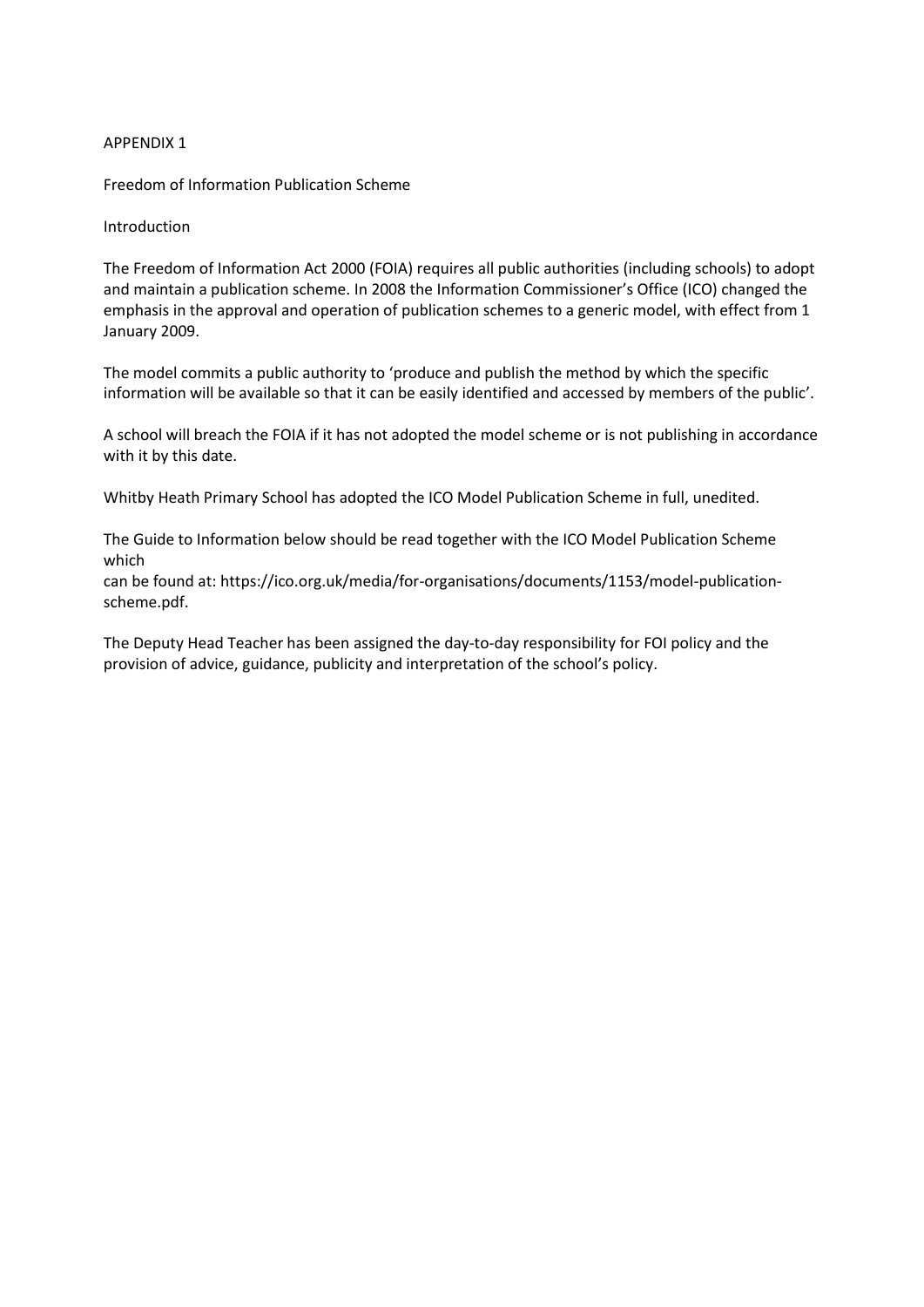# APPENDIX 1

## Freedom of Information Publication Scheme

### Introduction

The Freedom of Information Act 2000 (FOIA) requires all public authorities (including schools) to adopt and maintain a publication scheme. In 2008 the Information Commissioner's Office (ICO) changed the emphasis in the approval and operation of publication schemes to a generic model, with effect from 1 January 2009.

The model commits a public authority to 'produce and publish the method by which the specific information will be available so that it can be easily identified and accessed by members of the public'.

A school will breach the FOIA if it has not adopted the model scheme or is not publishing in accordance with it by this date.

Whitby Heath Primary School has adopted the ICO Model Publication Scheme in full, unedited.

The Guide to Information below should be read together with the ICO Model Publication Scheme which
can be found at: https://ico.org.uk/media/for-organisations/documents/1153/model-publication-scheme.pdf.

The Deputy Head Teacher has been assigned the day-to-day responsibility for FOI policy and the provision of advice, guidance, publicity and interpretation of the school's policy.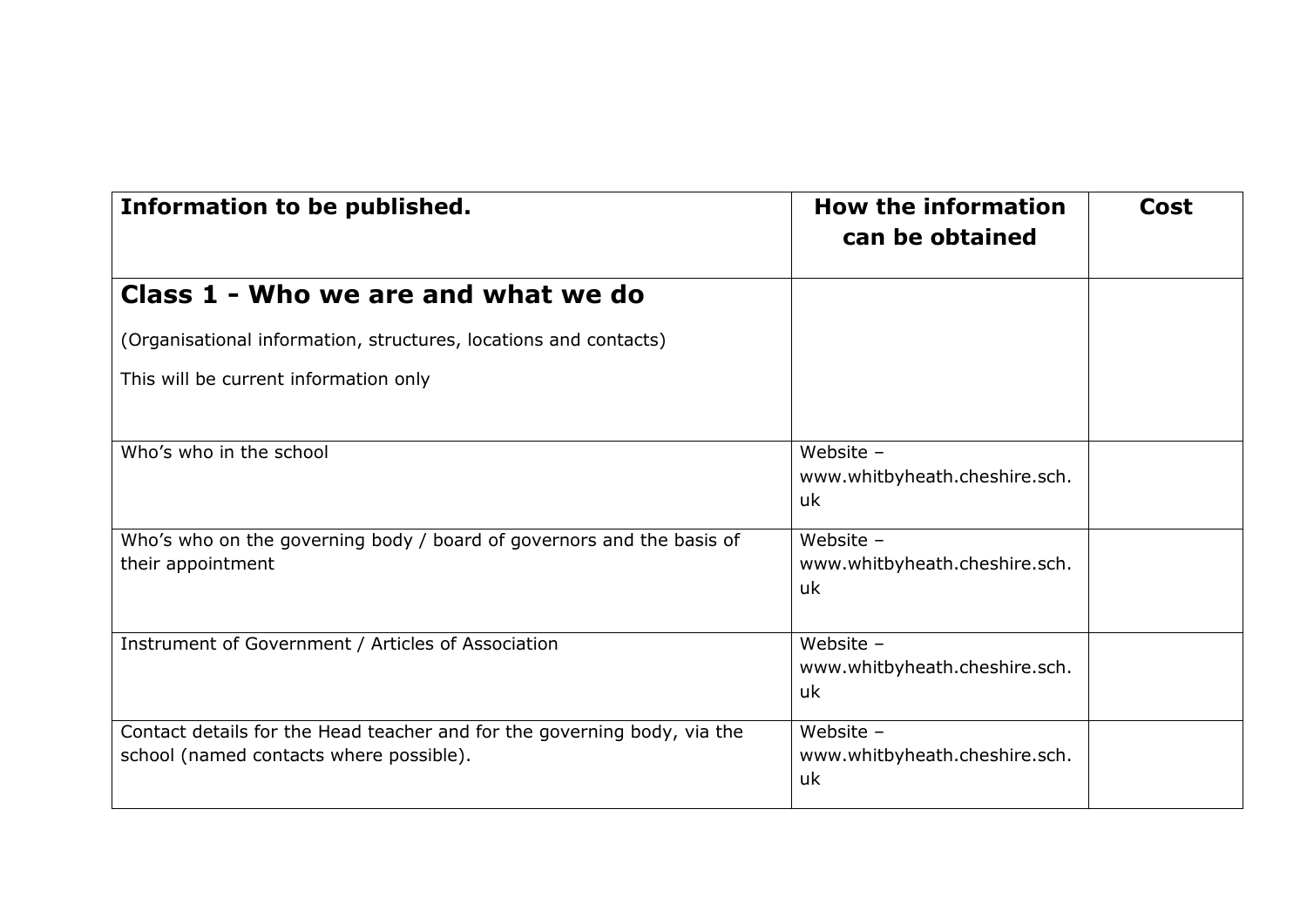| **Information to be published.** | **How the information can be obtained** | **Cost** |
|---|---|---|
| **Class 1 - Who we are and what we do**<br><br>(Organisational information, structures, locations and contacts)<br><br>This will be current information only | | |
| Who’s who in the school | Website – www.whitbyheath.cheshire.sch.uk | |
| Who’s who on the governing body / board of governors and the basis of their appointment | Website – www.whitbyheath.cheshire.sch.uk | |
| Instrument of Government / Articles of Association | Website – www.whitbyheath.cheshire.sch.uk | |
| Contact details for the Head teacher and for the governing body, via the school (named contacts where possible). | Website – www.whitbyheath.cheshire.sch.uk | |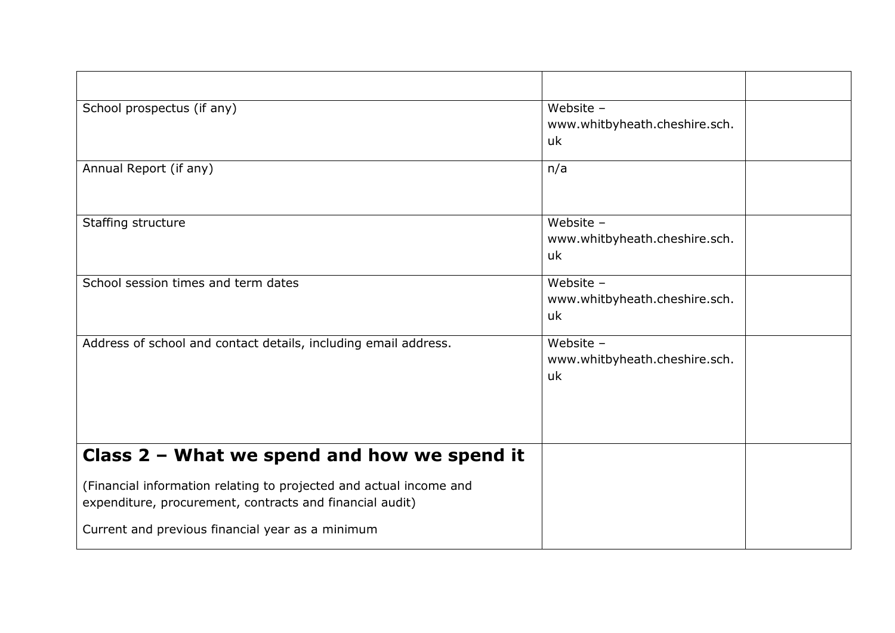| | | |
|---|---|---|
| School prospectus (if any) | Website – www.whitbyheath.cheshire.sch.uk | |
| Annual Report (if any) | n/a | |
| Staffing structure | Website – www.whitbyheath.cheshire.sch.uk | |
| School session times and term dates | Website – www.whitbyheath.cheshire.sch.uk | |
| Address of school and contact details, including email address. | Website – www.whitbyheath.cheshire.sch.uk | |
| **Class 2 – What we spend and how we spend it**<br><br>(Financial information relating to projected and actual income and expenditure, procurement, contracts and financial audit)<br><br>Current and previous financial year as a minimum | | |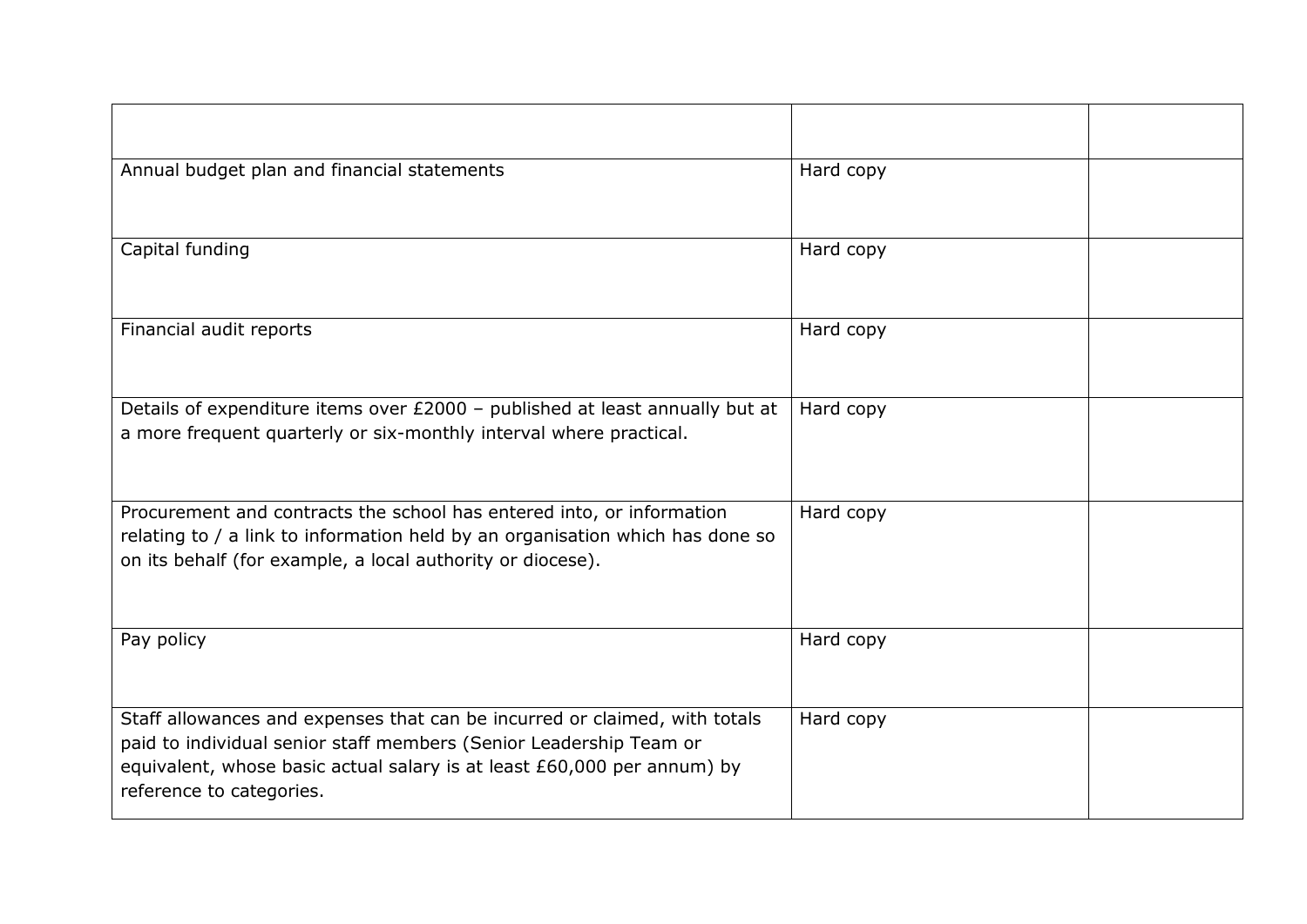| | | |
|---|---|---|
| Annual budget plan and financial statements | Hard copy | |
| Capital funding | Hard copy | |
| Financial audit reports | Hard copy | |
| Details of expenditure items over £2000 – published at least annually but at a more frequent quarterly or six-monthly interval where practical. | Hard copy | |
| Procurement and contracts the school has entered into, or information relating to / a link to information held by an organisation which has done so on its behalf (for example, a local authority or diocese). | Hard copy | |
| Pay policy | Hard copy | |
| Staff allowances and expenses that can be incurred or claimed, with totals paid to individual senior staff members (Senior Leadership Team or equivalent, whose basic actual salary is at least £60,000 per annum) by reference to categories. | Hard copy | |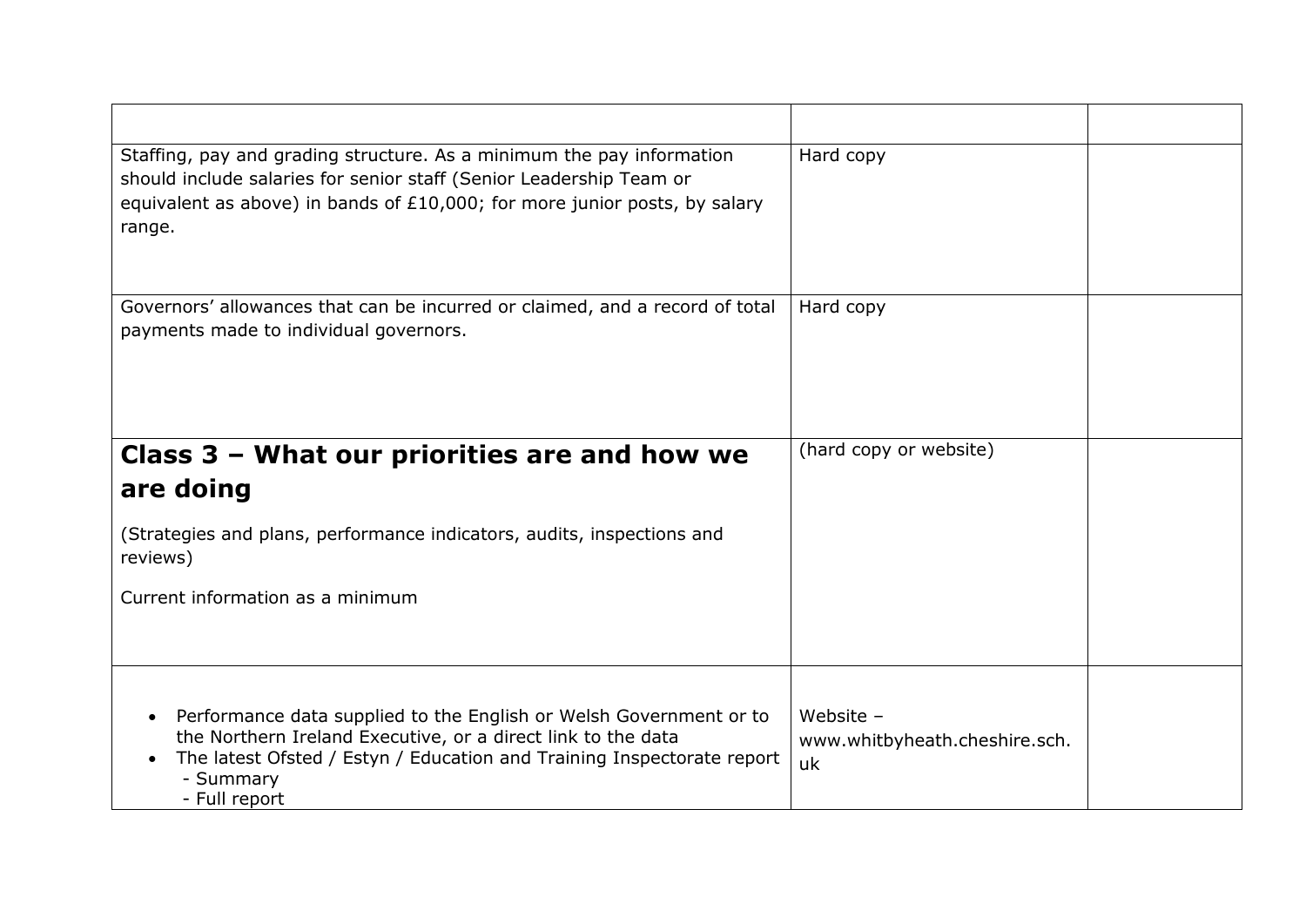| | | |
|---|---|---|
| Staffing, pay and grading structure. As a minimum the pay information should include salaries for senior staff (Senior Leadership Team or equivalent as above) in bands of £10,000; for more junior posts, by salary range. | Hard copy | |
| Governors' allowances that can be incurred or claimed, and a record of total payments made to individual governors. | Hard copy | |
| **Class 3 – What our priorities are and how we are doing**<br><br>(Strategies and plans, performance indicators, audits, inspections and reviews)<br><br>Current information as a minimum | (hard copy or website) | |
| • Performance data supplied to the English or Welsh Government or to the Northern Ireland Executive, or a direct link to the data<br>• The latest Ofsted / Estyn / Education and Training Inspectorate report<br>- Summary<br>- Full report | Website – www.whitbyheath.cheshire.sch.uk | |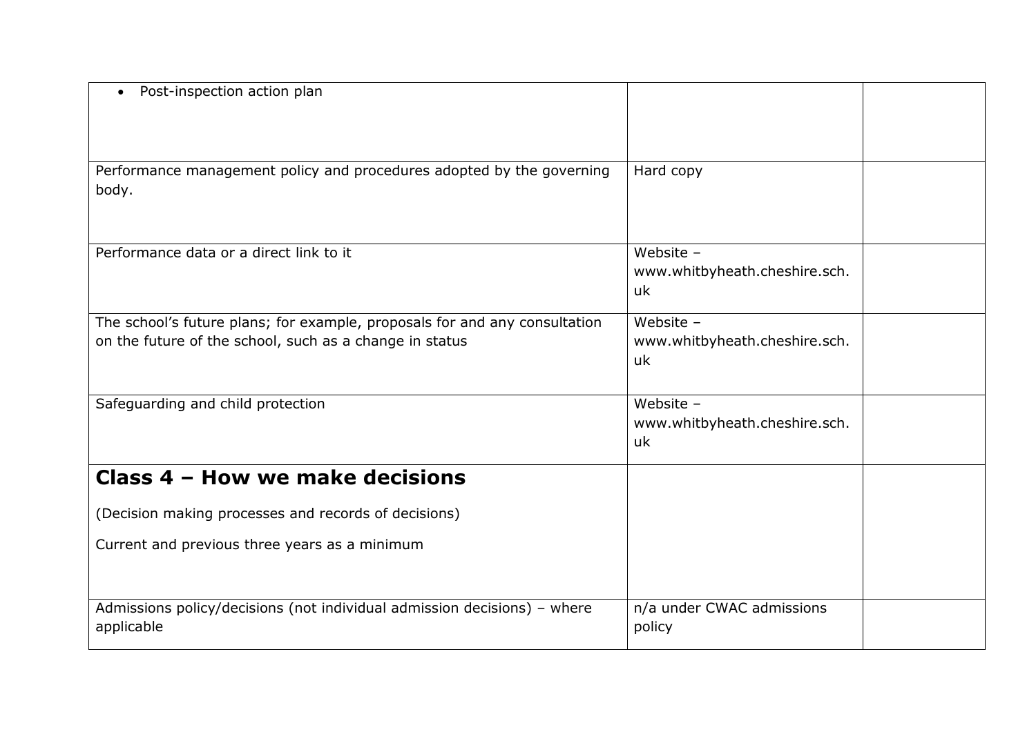| | | |
|---|---|---|
| • Post-inspection action plan | | |
| Performance management policy and procedures adopted by the governing body. | Hard copy | |
| Performance data or a direct link to it | Website – www.whitbyheath.cheshire.sch.uk | |
| The school's future plans; for example, proposals for and any consultation on the future of the school, such as a change in status | Website – www.whitbyheath.cheshire.sch.uk | |
| Safeguarding and child protection | Website – www.whitbyheath.cheshire.sch.uk | |
| **Class 4 – How we make decisions**<br><br>(Decision making processes and records of decisions)<br><br>Current and previous three years as a minimum | | |
| Admissions policy/decisions (not individual admission decisions) – where applicable | n/a under CWAC admissions policy | |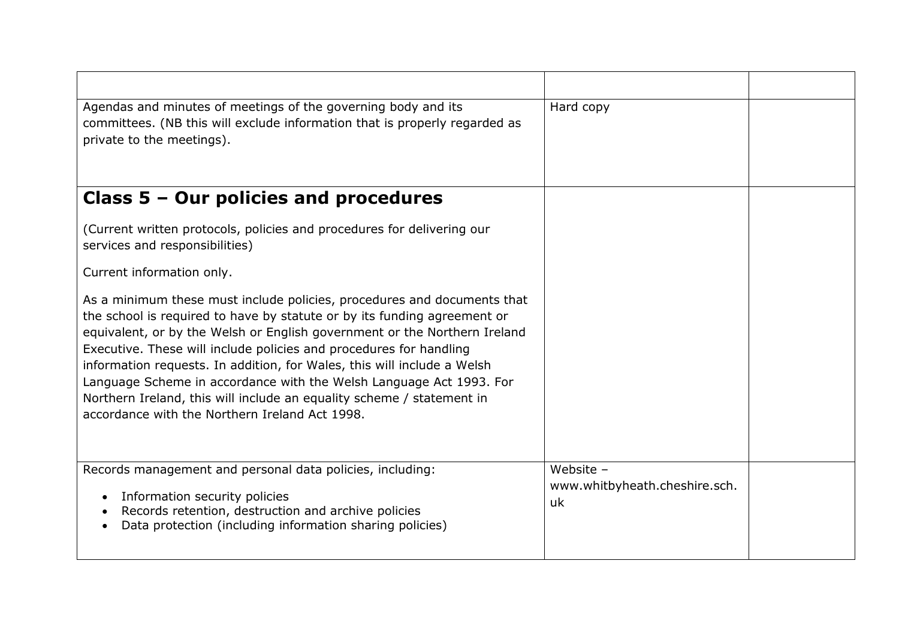| | | |
|---|---|---|
| Agendas and minutes of meetings of the governing body and its committees. (NB this will exclude information that is properly regarded as private to the meetings). | Hard copy | |
| **Class 5 – Our policies and procedures**<br><br>(Current written protocols, policies and procedures for delivering our services and responsibilities)<br><br>Current information only.<br><br>As a minimum these must include policies, procedures and documents that the school is required to have by statute or by its funding agreement or equivalent, or by the Welsh or English government or the Northern Ireland Executive. These will include policies and procedures for handling information requests. In addition, for Wales, this will include a Welsh Language Scheme in accordance with the Welsh Language Act 1993. For Northern Ireland, this will include an equality scheme / statement in accordance with the Northern Ireland Act 1998. | | |
| Records management and personal data policies, including:<br><br>• Information security policies<br>• Records retention, destruction and archive policies<br>• Data protection (including information sharing policies) | Website – www.whitbyheath.cheshire.sch.uk | |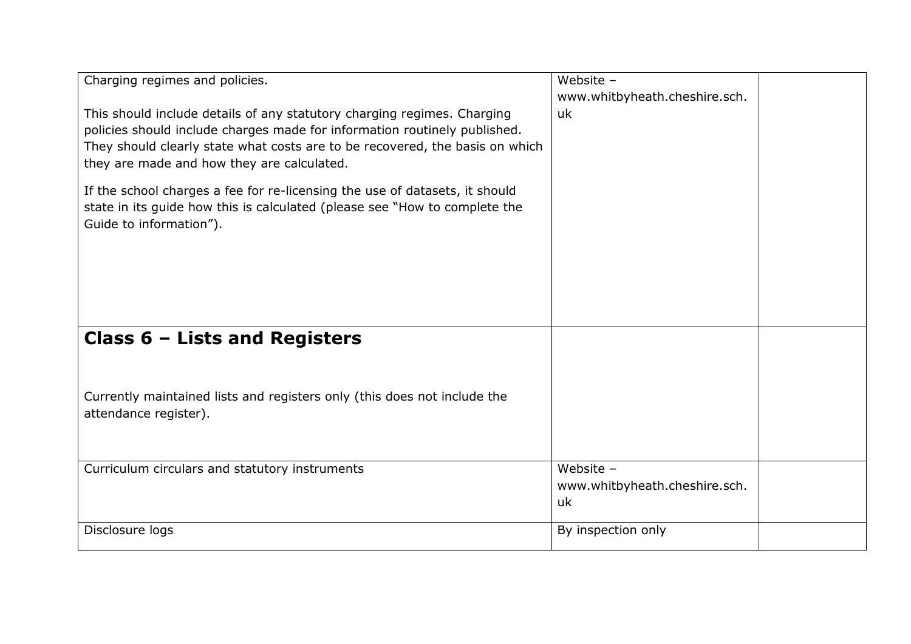| | | |
|---|---|---|
| Charging regimes and policies.<br><br>This should include details of any statutory charging regimes. Charging policies should include charges made for information routinely published. They should clearly state what costs are to be recovered, the basis on which they are made and how they are calculated.<br><br>If the school charges a fee for re-licensing the use of datasets, it should state in its guide how this is calculated (please see "How to complete the Guide to information"). | Website – www.whitbyheath.cheshire.sch.uk | |
| **Class 6 – Lists and Registers**<br><br>Currently maintained lists and registers only (this does not include the attendance register). | | |
| Curriculum circulars and statutory instruments | Website – www.whitbyheath.cheshire.sch.uk | |
| Disclosure logs | By inspection only | |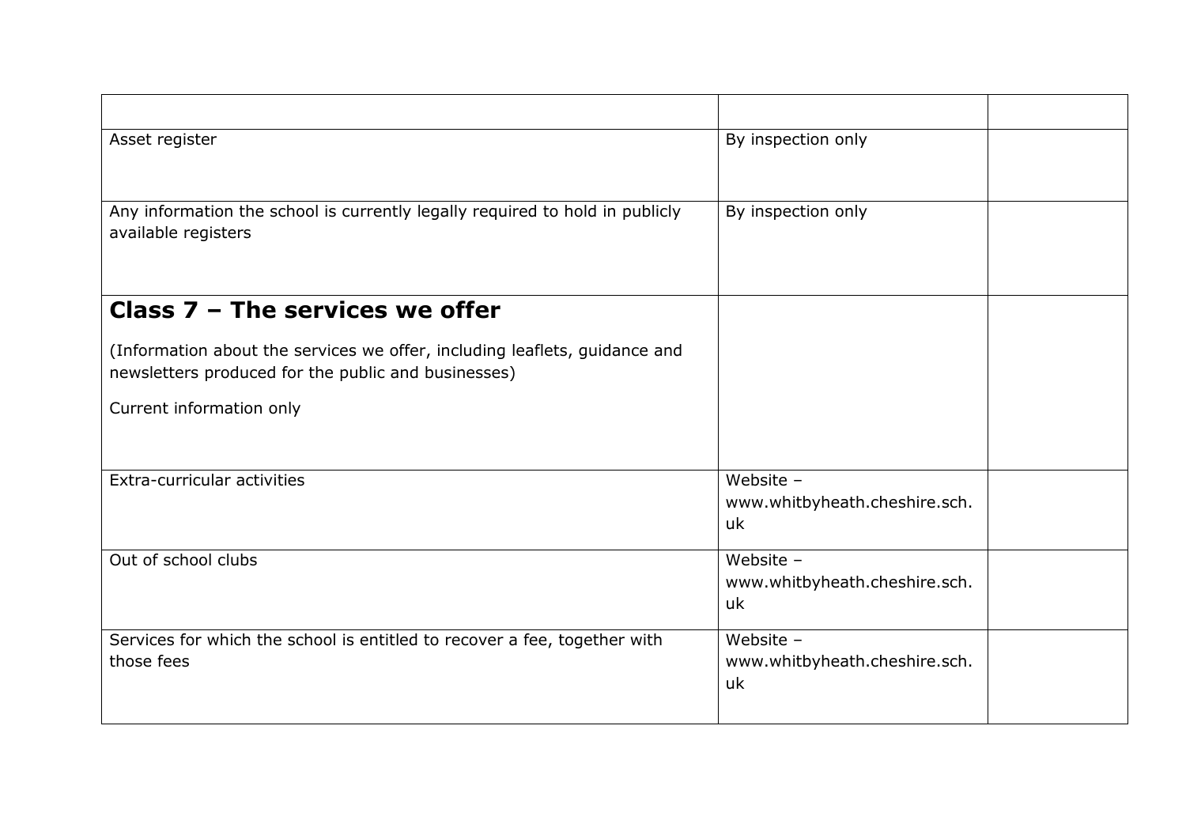| | | |
|---|---|---|
| Asset register | By inspection only | |
| Any information the school is currently legally required to hold in publicly available registers | By inspection only | |
| **Class 7 – The services we offer**<br><br>(Information about the services we offer, including leaflets, guidance and newsletters produced for the public and businesses)<br><br>Current information only | | |
| Extra-curricular activities | Website – www.whitbyheath.cheshire.sch.uk | |
| Out of school clubs | Website – www.whitbyheath.cheshire.sch.uk | |
| Services for which the school is entitled to recover a fee, together with those fees | Website – www.whitbyheath.cheshire.sch.uk | |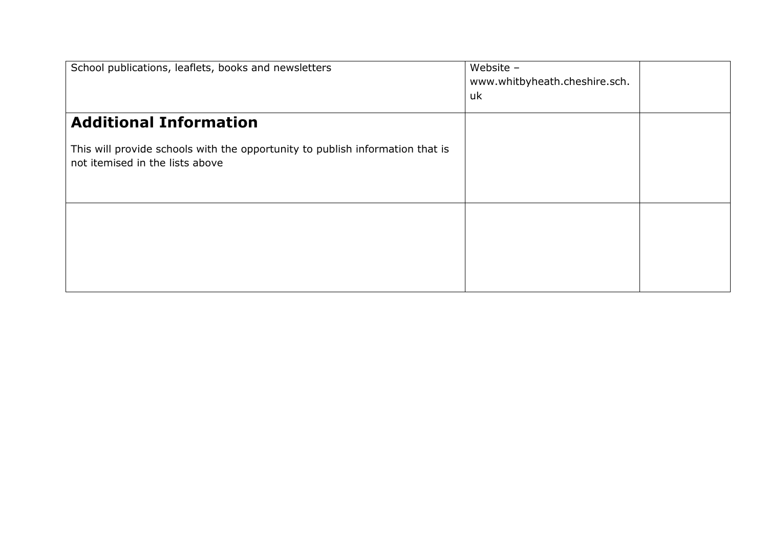| | | |
|---|---|---|
| School publications, leaflets, books and newsletters | Website – www.whitbyheath.cheshire.sch.uk | |
| **Additional Information**<br><br>This will provide schools with the opportunity to publish information that is not itemised in the lists above | | |
| | | |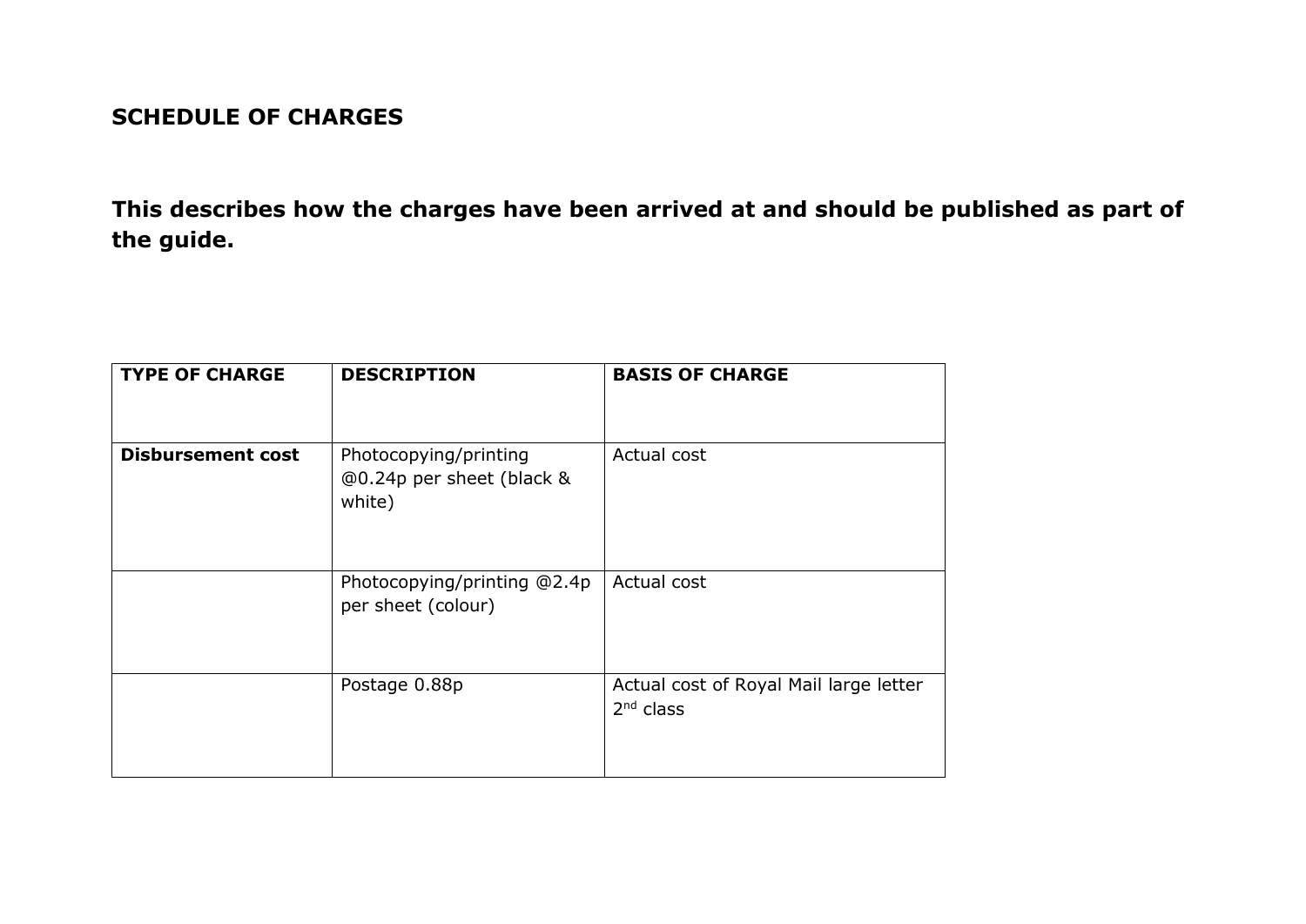# SCHEDULE OF CHARGES

## This describes how the charges have been arrived at and should be published as part of the guide.

| TYPE OF CHARGE | DESCRIPTION | BASIS OF CHARGE |
| --- | --- | --- |
| **Disbursement cost** | Photocopying/printing @0.24p per sheet (black & white) | Actual cost |
| | Photocopying/printing @2.4p per sheet (colour) | Actual cost |
| | Postage 0.88p | Actual cost of Royal Mail large letter 2nd class |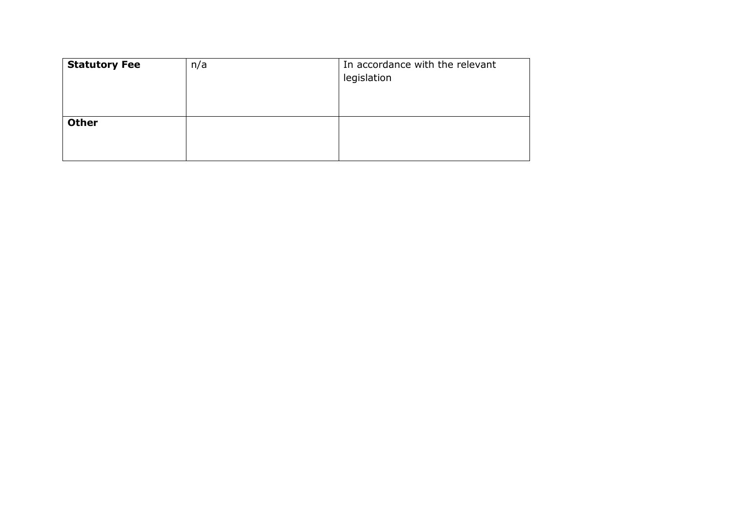| | | |
|---|---|---|
| **Statutory Fee** | n/a | In accordance with the relevant legislation |
| **Other** | | |